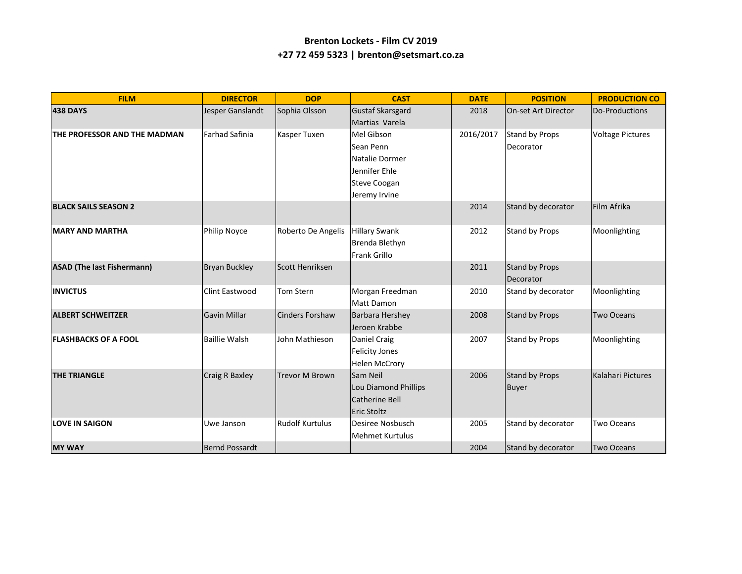**Brenton Lockets - Film CV 2019**
**+27 72 459 5323 | brenton@setsmart.co.za**

| FILM | DIRECTOR | DOP | CAST | DATE | POSITION | PRODUCTION CO |
|---|---|---|---|---|---|---|
| **438 DAYS** | Jesper Ganslandt | Sophia Olsson | Gustaf Skarsgard<br>Martias Varela | 2018 | On-set Art Director | Do-Productions |
| **THE PROFESSOR AND THE MADMAN** | Farhad Safinia | Kasper Tuxen | Mel Gibson<br>Sean Penn<br>Natalie Dormer<br>Jennifer Ehle<br>Steve Coogan<br>Jeremy Irvine | 2016/2017 | Stand by Props Decorator | Voltage Pictures |
| **BLACK SAILS SEASON 2** | | | | 2014 | Stand by decorator | Film Afrika |
| **MARY AND MARTHA** | Philip Noyce | Roberto De Angelis | Hillary Swank<br>Brenda Blethyn<br>Frank Grillo | 2012 | Stand by Props | Moonlighting |
| **ASAD (The last Fishermann)** | Bryan Buckley | Scott Henriksen | | 2011 | Stand by Props Decorator | |
| **INVICTUS** | Clint Eastwood | Tom Stern | Morgan Freedman<br>Matt Damon | 2010 | Stand by decorator | Moonlighting |
| **ALBERT SCHWEITZER** | Gavin Millar | Cinders Forshaw | Barbara Hershey<br>Jeroen Krabbe | 2008 | Stand by Props | Two Oceans |
| **FLASHBACKS OF A FOOL** | Baillie Walsh | John Mathieson | Daniel Craig<br>Felicity Jones<br>Helen McCrory | 2007 | Stand by Props | Moonlighting |
| **THE TRIANGLE** | Craig R Baxley | Trevor M Brown | Sam Neil<br>Lou Diamond Phillips<br>Catherine Bell<br>Eric Stoltz | 2006 | Stand by Props Buyer | Kalahari Pictures |
| **LOVE IN SAIGON** | Uwe Janson | Rudolf Kurtulus | Desiree Nosbusch<br>Mehmet Kurtulus | 2005 | Stand by decorator | Two Oceans |
| **MY WAY** | Bernd Possardt | | | 2004 | Stand by decorator | Two Oceans |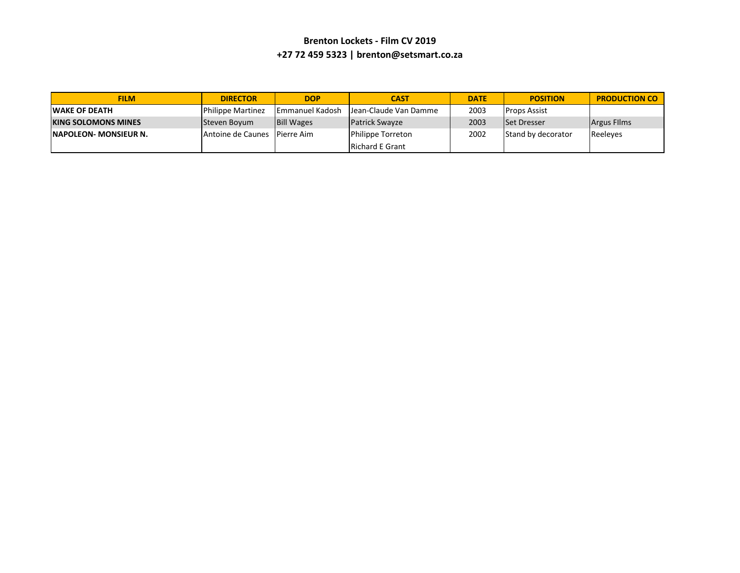**Brenton Lockets - Film CV 2019**

**+27 72 459 5323 | brenton@setsmart.co.za**

| FILM | DIRECTOR | DOP | CAST | DATE | POSITION | PRODUCTION CO |
|---|---|---|---|---|---|---|
| **WAKE OF DEATH** | Philippe Martinez | Emmanuel Kadosh | Jean-Claude Van Damme | 2003 | Props Assist | |
| **KING SOLOMONS MINES** | Steven Boyum | Bill Wages | Patrick Swayze | 2003 | Set Dresser | Argus FIlms |
| **NAPOLEON- MONSIEUR N.** | Antoine de Caunes | Pierre Aim | Philippe Torreton<br>Richard E Grant | 2002 | Stand by decorator | Reeleyes |